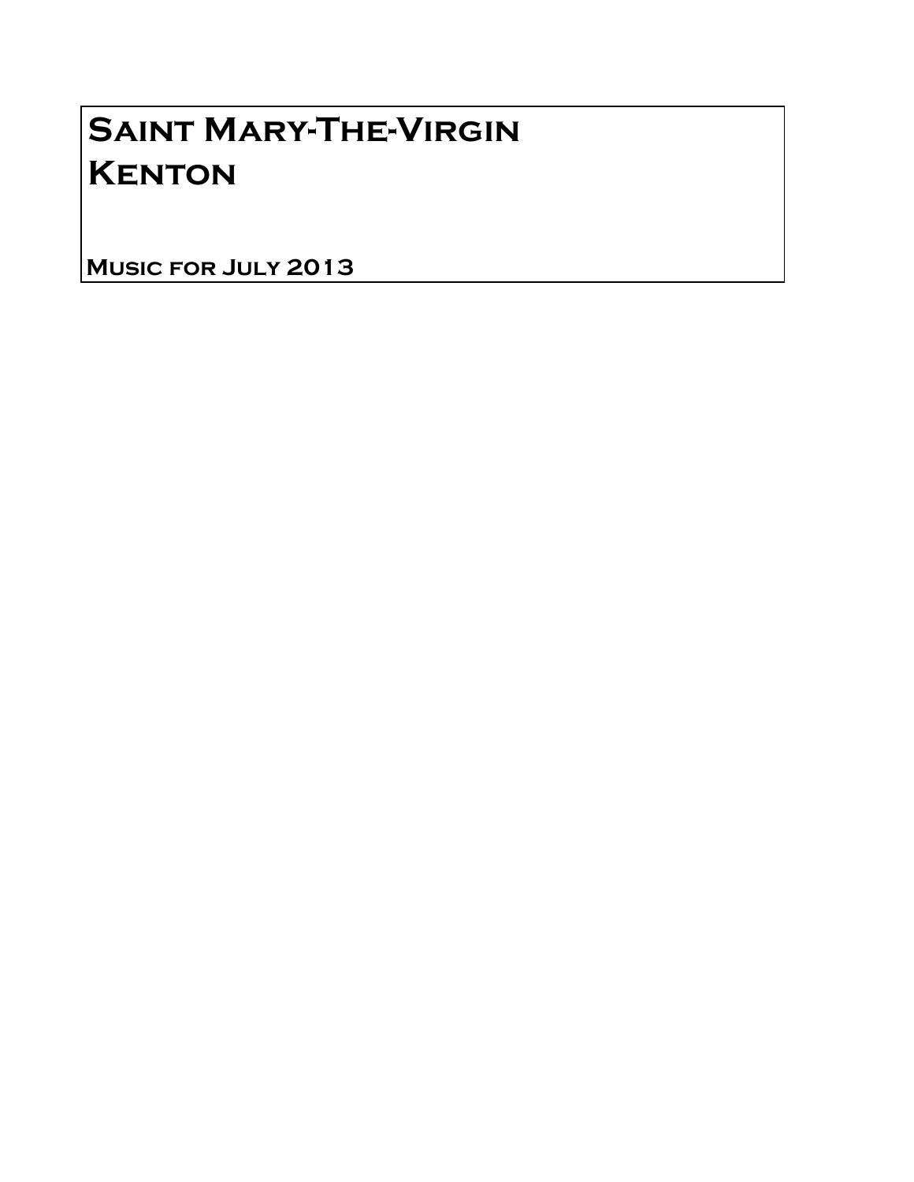# Saint Mary-The-Virgin
# Kenton

**Music for July 2013**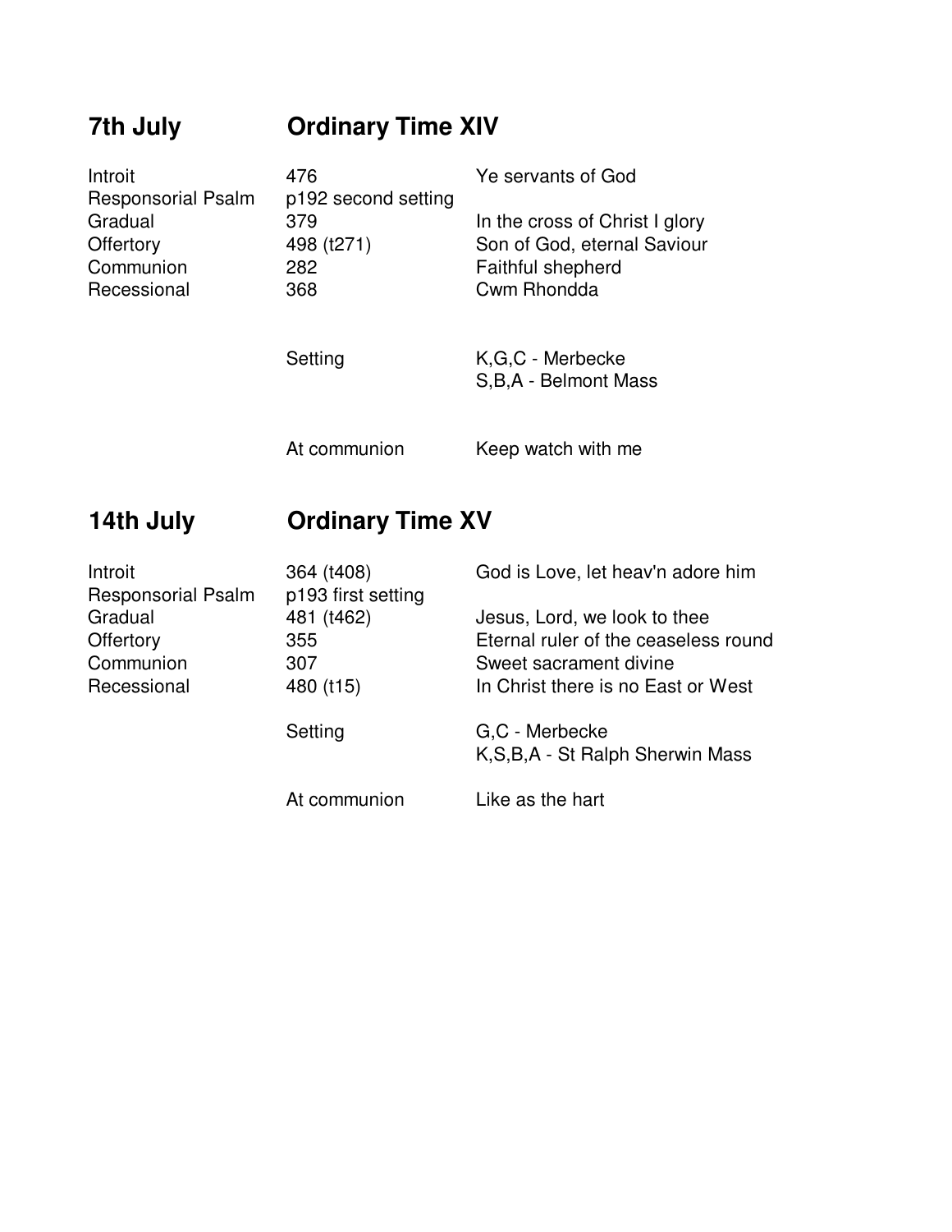## 7th July — Ordinary Time XIV

| | | |
|---|---|---|
| Introit | 476 | Ye servants of God |
| Responsorial Psalm | p192 second setting | |
| Gradual | 379 | In the cross of Christ I glory |
| Offertory | 498 (t271) | Son of God, eternal Saviour |
| Communion | 282 | Faithful shepherd |
| Recessional | 368 | Cwm Rhondda |
| | Setting | K,G,C - Merbecke<br>S,B,A - Belmont Mass |
| | At communion | Keep watch with me |

## 14th July — Ordinary Time XV

| | | |
|---|---|---|
| Introit | 364 (t408) | God is Love, let heav'n adore him |
| Responsorial Psalm | p193 first setting | |
| Gradual | 481 (t462) | Jesus, Lord, we look to thee |
| Offertory | 355 | Eternal ruler of the ceaseless round |
| Communion | 307 | Sweet sacrament divine |
| Recessional | 480 (t15) | In Christ there is no East or West |
| | Setting | G,C - Merbecke<br>K,S,B,A - St Ralph Sherwin Mass |
| | At communion | Like as the hart |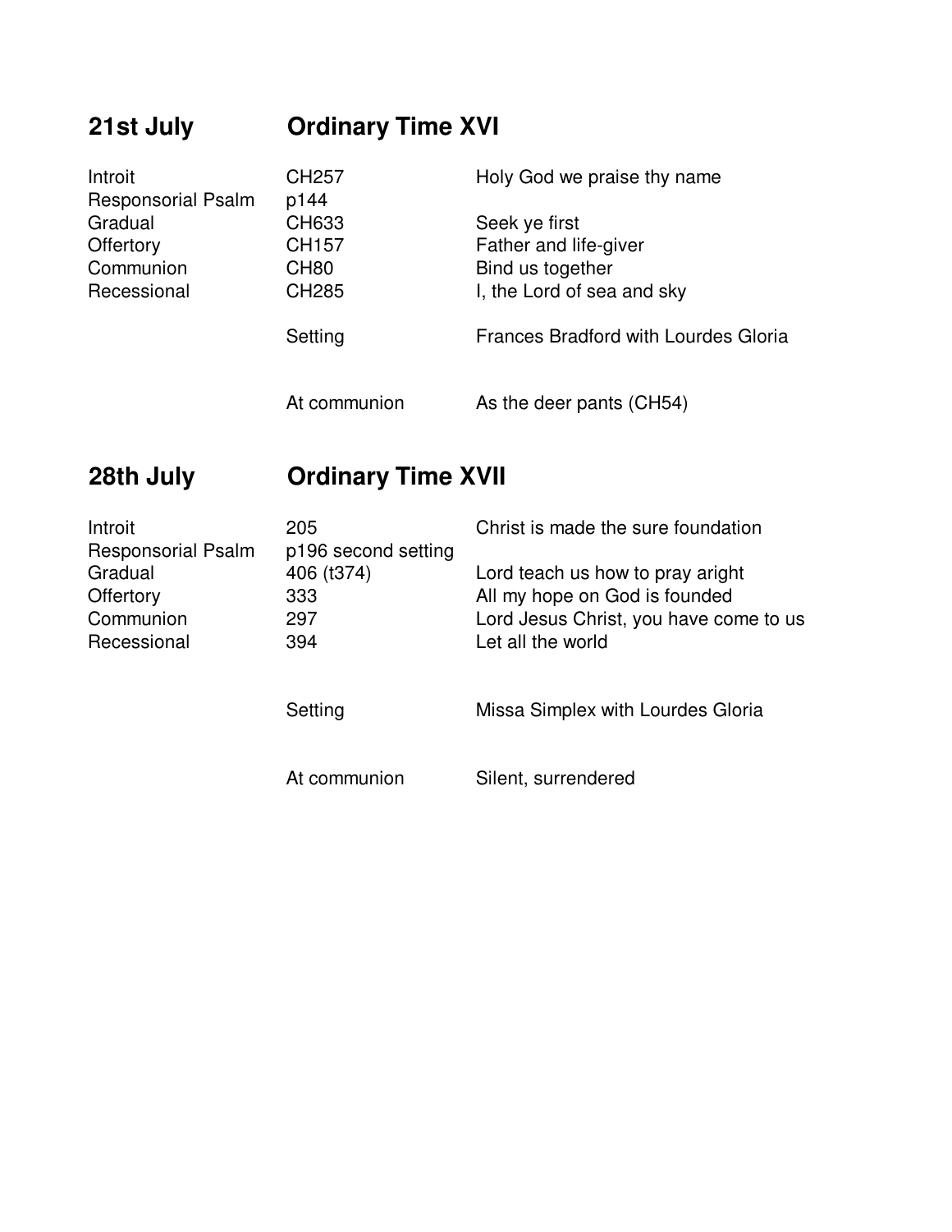## 21st July — Ordinary Time XVI

| | | |
|---|---|---|
| Introit | CH257 | Holy God we praise thy name |
| Responsorial Psalm | p144 | |
| Gradual | CH633 | Seek ye first |
| Offertory | CH157 | Father and life-giver |
| Communion | CH80 | Bind us together |
| Recessional | CH285 | I, the Lord of sea and sky |
| | Setting | Frances Bradford with Lourdes Gloria |
| | At communion | As the deer pants (CH54) |

## 28th July — Ordinary Time XVII

| | | |
|---|---|---|
| Introit | 205 | Christ is made the sure foundation |
| Responsorial Psalm | p196 second setting | |
| Gradual | 406 (t374) | Lord teach us how to pray aright |
| Offertory | 333 | All my hope on God is founded |
| Communion | 297 | Lord Jesus Christ, you have come to us |
| Recessional | 394 | Let all the world |
| | Setting | Missa Simplex with Lourdes Gloria |
| | At communion | Silent, surrendered |